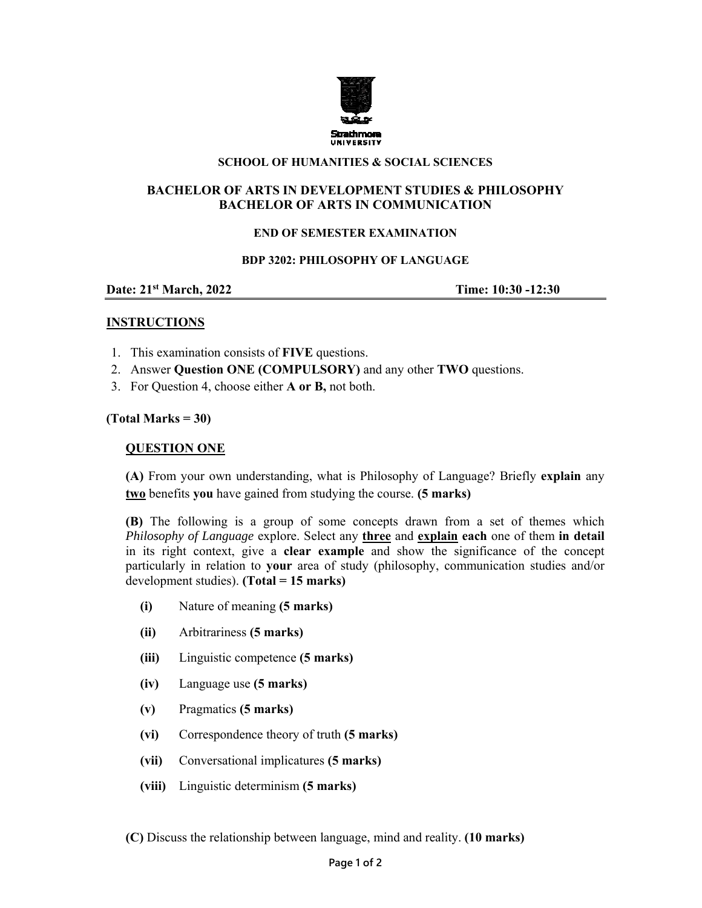Strathmore UNIVERSITY

**SCHOOL OF HUMANITIES & SOCIAL SCIENCES**

**BACHELOR OF ARTS IN DEVELOPMENT STUDIES & PHILOSOPHY**
**BACHELOR OF ARTS IN COMMUNICATION**

**END OF SEMESTER EXAMINATION**

**BDP 3202: PHILOSOPHY OF LANGUAGE**

**Date: 21st March, 2022** **Time: 10:30 -12:30**

## INSTRUCTIONS

1. This examination consists of **FIVE** questions.
2. Answer **Question ONE (COMPULSORY)** and any other **TWO** questions.
3. For Question 4, choose either **A or B,** not both.

**(Total Marks = 30)**

### QUESTION ONE

**(A)** From your own understanding, what is Philosophy of Language? Briefly **explain** any **two** benefits **you** have gained from studying the course. **(5 marks)**

**(B)** The following is a group of some concepts drawn from a set of themes which *Philosophy of Language* explore. Select any **three** and **explain** **each** one of them **in detail** in its right context, give a **clear example** and show the significance of the concept particularly in relation to **your** area of study (philosophy, communication studies and/or development studies). **(Total = 15 marks)**

- **(i)** Nature of meaning **(5 marks)**
- **(ii)** Arbitrariness **(5 marks)**
- **(iii)** Linguistic competence **(5 marks)**
- **(iv)** Language use **(5 marks)**
- **(v)** Pragmatics **(5 marks)**
- **(vi)** Correspondence theory of truth **(5 marks)**
- **(vii)** Conversational implicatures **(5 marks)**
- **(viii)** Linguistic determinism **(5 marks)**

**(C)** Discuss the relationship between language, mind and reality. **(10 marks)**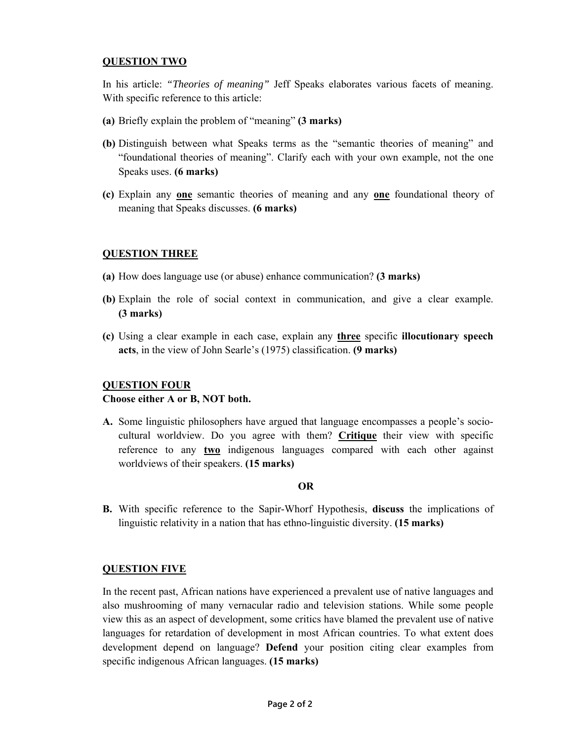## QUESTION TWO

In his article: *"Theories of meaning"* Jeff Speaks elaborates various facets of meaning. With specific reference to this article:

**(a)** Briefly explain the problem of "meaning" **(3 marks)**

**(b)** Distinguish between what Speaks terms as the "semantic theories of meaning" and "foundational theories of meaning". Clarify each with your own example, not the one Speaks uses. **(6 marks)**

**(c)** Explain any **one** semantic theories of meaning and any **one** foundational theory of meaning that Speaks discusses. **(6 marks)**

## QUESTION THREE

**(a)** How does language use (or abuse) enhance communication? **(3 marks)**

**(b)** Explain the role of social context in communication, and give a clear example. **(3 marks)**

**(c)** Using a clear example in each case, explain any **three** specific **illocutionary speech acts**, in the view of John Searle's (1975) classification. **(9 marks)**

## QUESTION FOUR

**Choose either A or B, NOT both.**

**A.** Some linguistic philosophers have argued that language encompasses a people's socio-cultural worldview. Do you agree with them? **Critique** their view with specific reference to any **two** indigenous languages compared with each other against worldviews of their speakers. **(15 marks)**

**OR**

**B.** With specific reference to the Sapir-Whorf Hypothesis, **discuss** the implications of linguistic relativity in a nation that has ethno-linguistic diversity. **(15 marks)**

## QUESTION FIVE

In the recent past, African nations have experienced a prevalent use of native languages and also mushrooming of many vernacular radio and television stations. While some people view this as an aspect of development, some critics have blamed the prevalent use of native languages for retardation of development in most African countries. To what extent does development depend on language? **Defend** your position citing clear examples from specific indigenous African languages. **(15 marks)**